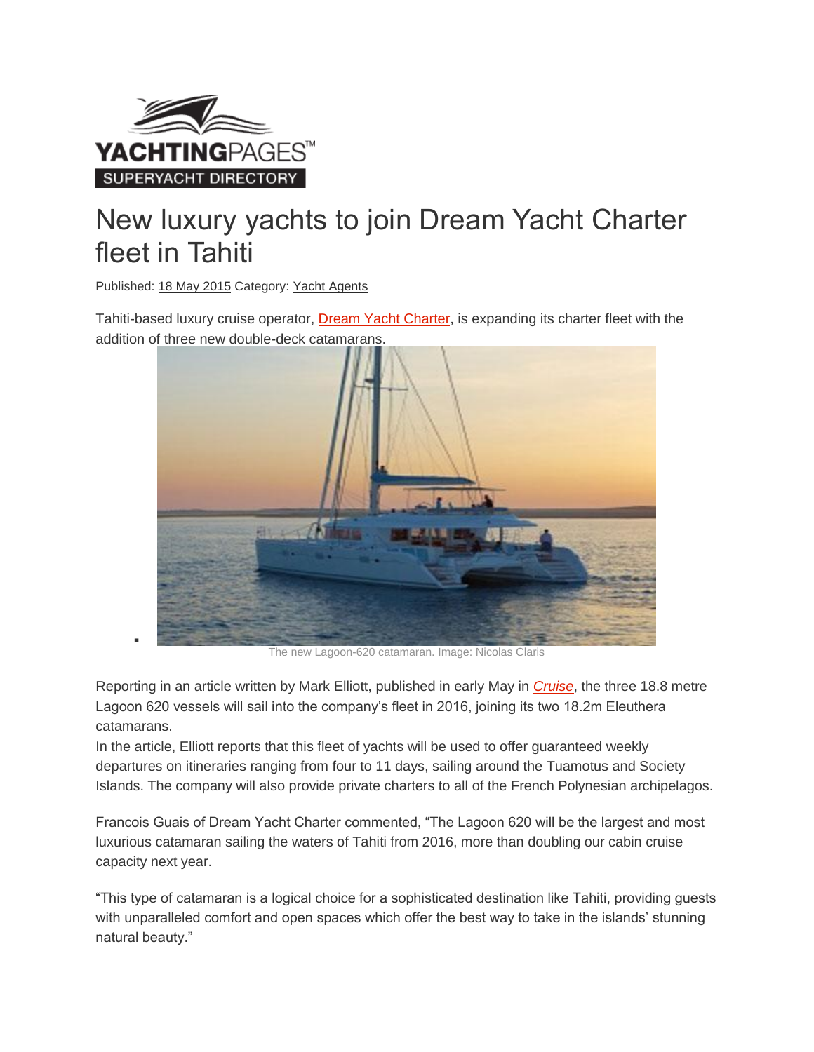YACHTINGPAGES™
SUPERYACHT DIRECTORY

# New luxury yachts to join Dream Yacht Charter fleet in Tahiti

Published: 18 May 2015 Category: Yacht Agents

Tahiti-based luxury cruise operator, Dream Yacht Charter, is expanding its charter fleet with the addition of three new double-deck catamarans.

The new Lagoon-620 catamaran. Image: Nicolas Claris

Reporting in an article written by Mark Elliott, published in early May in *Cruise*, the three 18.8 metre Lagoon 620 vessels will sail into the company's fleet in 2016, joining its two 18.2m Eleuthera catamarans.
In the article, Elliott reports that this fleet of yachts will be used to offer guaranteed weekly departures on itineraries ranging from four to 11 days, sailing around the Tuamotus and Society Islands. The company will also provide private charters to all of the French Polynesian archipelagos.

Francois Guais of Dream Yacht Charter commented, "The Lagoon 620 will be the largest and most luxurious catamaran sailing the waters of Tahiti from 2016, more than doubling our cabin cruise capacity next year.

"This type of catamaran is a logical choice for a sophisticated destination like Tahiti, providing guests with unparalleled comfort and open spaces which offer the best way to take in the islands' stunning natural beauty."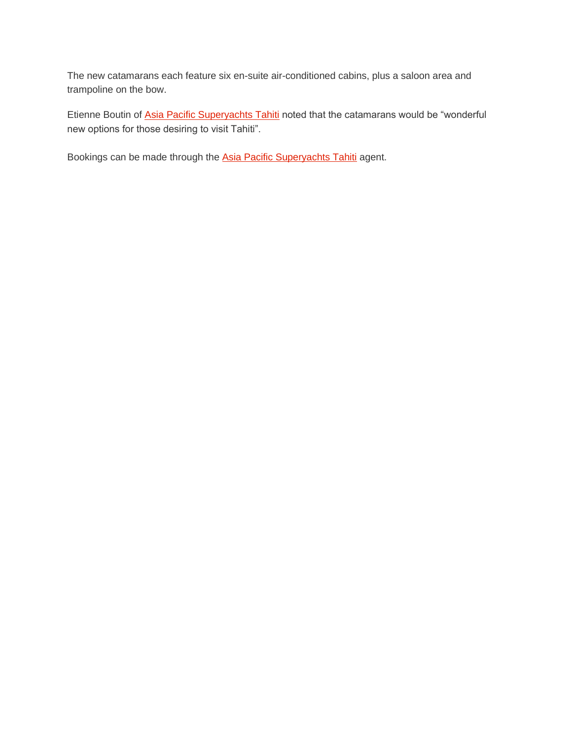The new catamarans each feature six en-suite air-conditioned cabins, plus a saloon area and trampoline on the bow.

Etienne Boutin of Asia Pacific Superyachts Tahiti noted that the catamarans would be “wonderful new options for those desiring to visit Tahiti”.

Bookings can be made through the Asia Pacific Superyachts Tahiti agent.